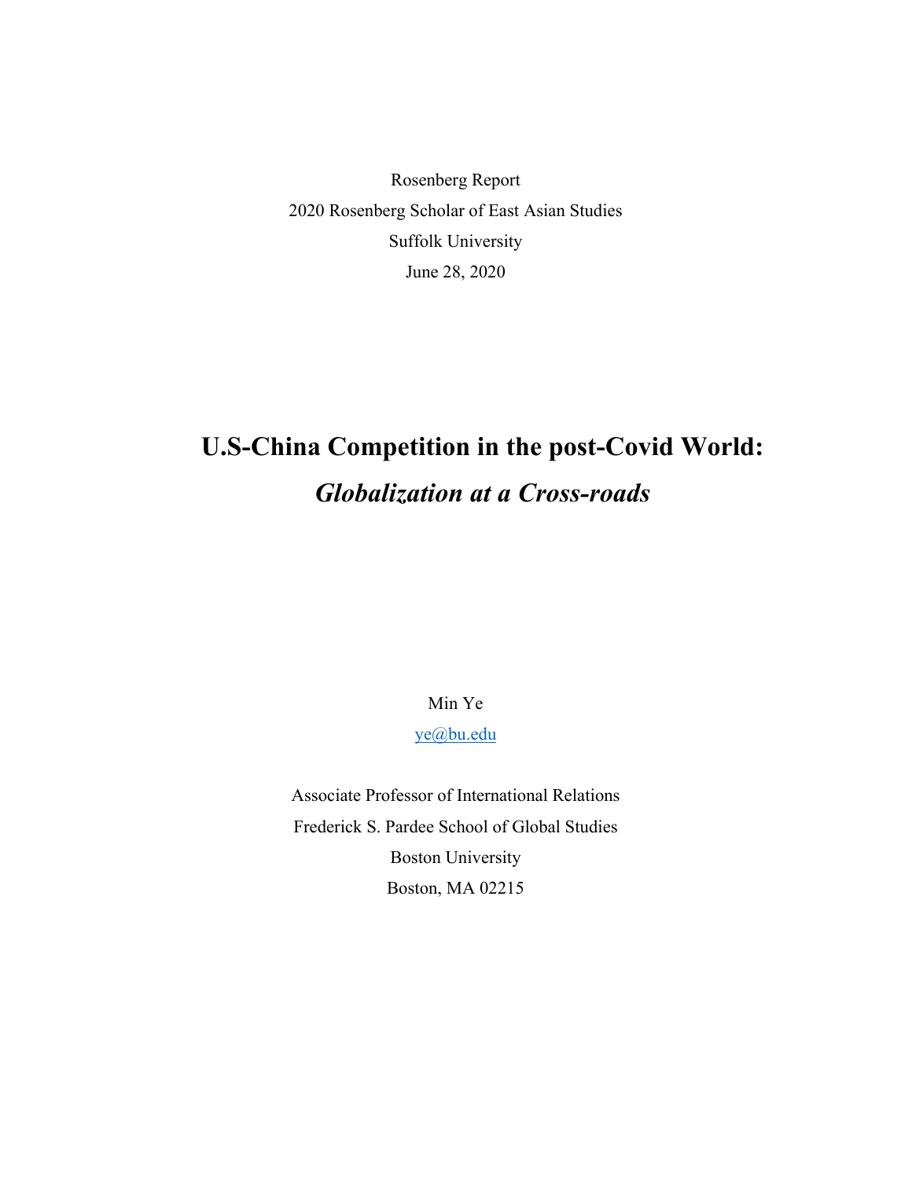Rosenberg Report

2020 Rosenberg Scholar of East Asian Studies

Suffolk University

June 28, 2020

# U.S-China Competition in the post-Covid World:

## *Globalization at a Cross-roads*

Min Ye

[ye@bu.edu](mailto:ye@bu.edu)

Associate Professor of International Relations

Frederick S. Pardee School of Global Studies

Boston University

Boston, MA 02215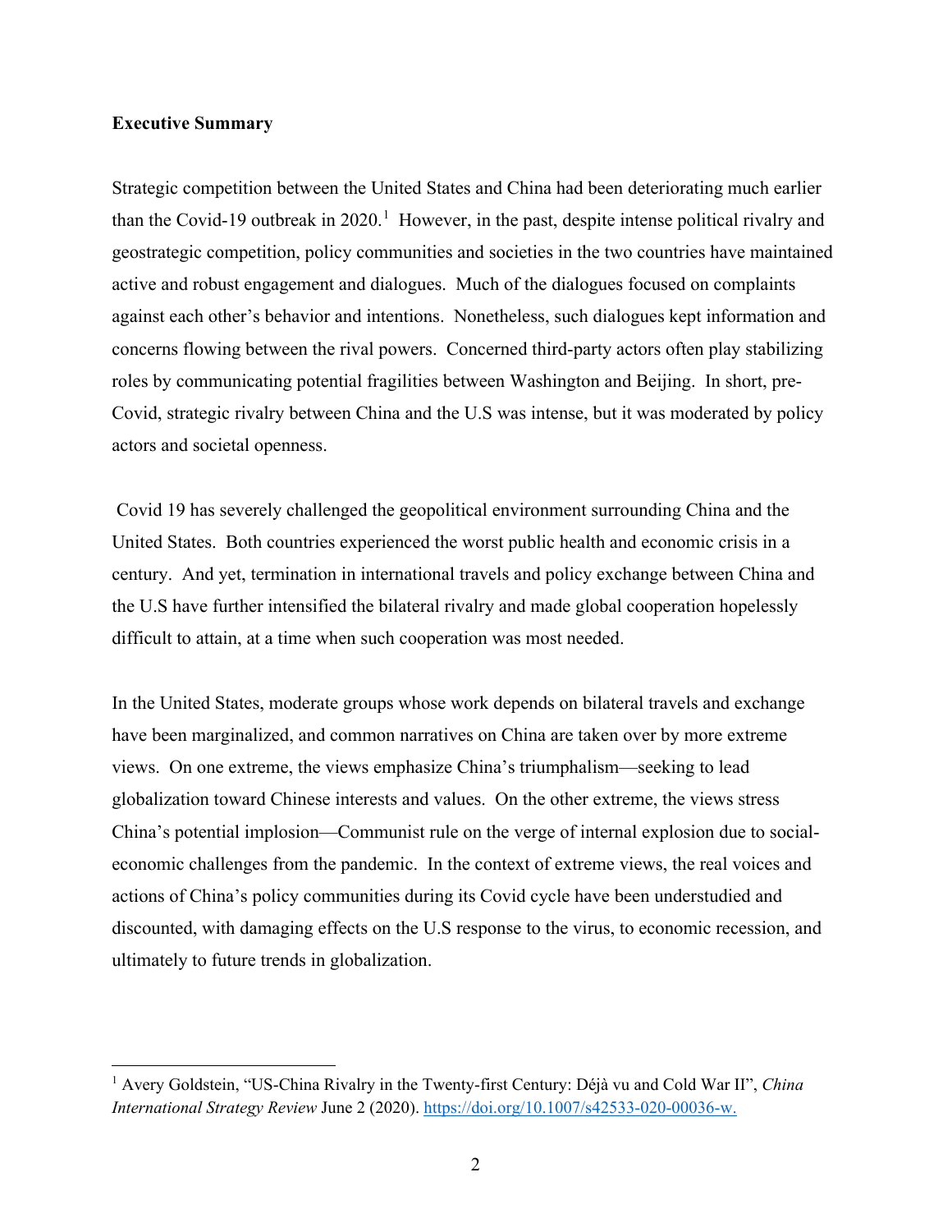**Executive Summary**

Strategic competition between the United States and China had been deteriorating much earlier than the Covid-19 outbreak in 2020.[1] However, in the past, despite intense political rivalry and geostrategic competition, policy communities and societies in the two countries have maintained active and robust engagement and dialogues. Much of the dialogues focused on complaints against each other's behavior and intentions. Nonetheless, such dialogues kept information and concerns flowing between the rival powers. Concerned third-party actors often play stabilizing roles by communicating potential fragilities between Washington and Beijing. In short, pre-Covid, strategic rivalry between China and the U.S was intense, but it was moderated by policy actors and societal openness.

Covid 19 has severely challenged the geopolitical environment surrounding China and the United States. Both countries experienced the worst public health and economic crisis in a century. And yet, termination in international travels and policy exchange between China and the U.S have further intensified the bilateral rivalry and made global cooperation hopelessly difficult to attain, at a time when such cooperation was most needed.

In the United States, moderate groups whose work depends on bilateral travels and exchange have been marginalized, and common narratives on China are taken over by more extreme views. On one extreme, the views emphasize China's triumphalism—seeking to lead globalization toward Chinese interests and values. On the other extreme, the views stress China's potential implosion—Communist rule on the verge of internal explosion due to social-economic challenges from the pandemic. In the context of extreme views, the real voices and actions of China's policy communities during its Covid cycle have been understudied and discounted, with damaging effects on the U.S response to the virus, to economic recession, and ultimately to future trends in globalization.

---

[1] Avery Goldstein, "US-China Rivalry in the Twenty-first Century: Déjà vu and Cold War II", *China International Strategy Review* June 2 (2020). https://doi.org/10.1007/s42533-020-00036-w.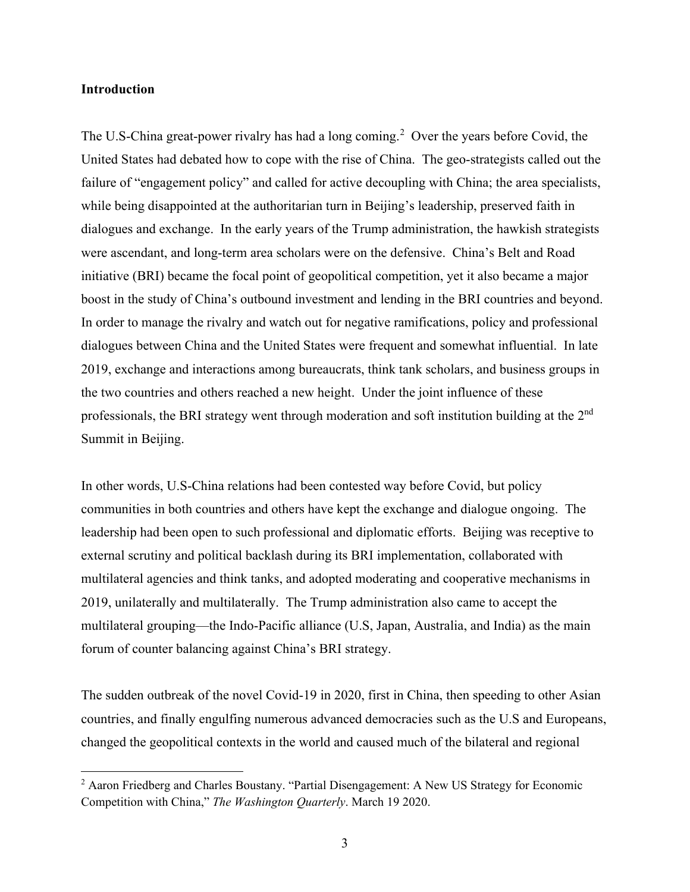**Introduction**

The U.S-China great-power rivalry has had a long coming.[2] Over the years before Covid, the United States had debated how to cope with the rise of China. The geo-strategists called out the failure of "engagement policy" and called for active decoupling with China; the area specialists, while being disappointed at the authoritarian turn in Beijing's leadership, preserved faith in dialogues and exchange. In the early years of the Trump administration, the hawkish strategists were ascendant, and long-term area scholars were on the defensive. China's Belt and Road initiative (BRI) became the focal point of geopolitical competition, yet it also became a major boost in the study of China's outbound investment and lending in the BRI countries and beyond. In order to manage the rivalry and watch out for negative ramifications, policy and professional dialogues between China and the United States were frequent and somewhat influential. In late 2019, exchange and interactions among bureaucrats, think tank scholars, and business groups in the two countries and others reached a new height. Under the joint influence of these professionals, the BRI strategy went through moderation and soft institution building at the 2nd Summit in Beijing.

In other words, U.S-China relations had been contested way before Covid, but policy communities in both countries and others have kept the exchange and dialogue ongoing. The leadership had been open to such professional and diplomatic efforts. Beijing was receptive to external scrutiny and political backlash during its BRI implementation, collaborated with multilateral agencies and think tanks, and adopted moderating and cooperative mechanisms in 2019, unilaterally and multilaterally. The Trump administration also came to accept the multilateral grouping—the Indo-Pacific alliance (U.S, Japan, Australia, and India) as the main forum of counter balancing against China's BRI strategy.

The sudden outbreak of the novel Covid-19 in 2020, first in China, then speeding to other Asian countries, and finally engulfing numerous advanced democracies such as the U.S and Europeans, changed the geopolitical contexts in the world and caused much of the bilateral and regional

[2] Aaron Friedberg and Charles Boustany. "Partial Disengagement: A New US Strategy for Economic Competition with China," *The Washington Quarterly*. March 19 2020.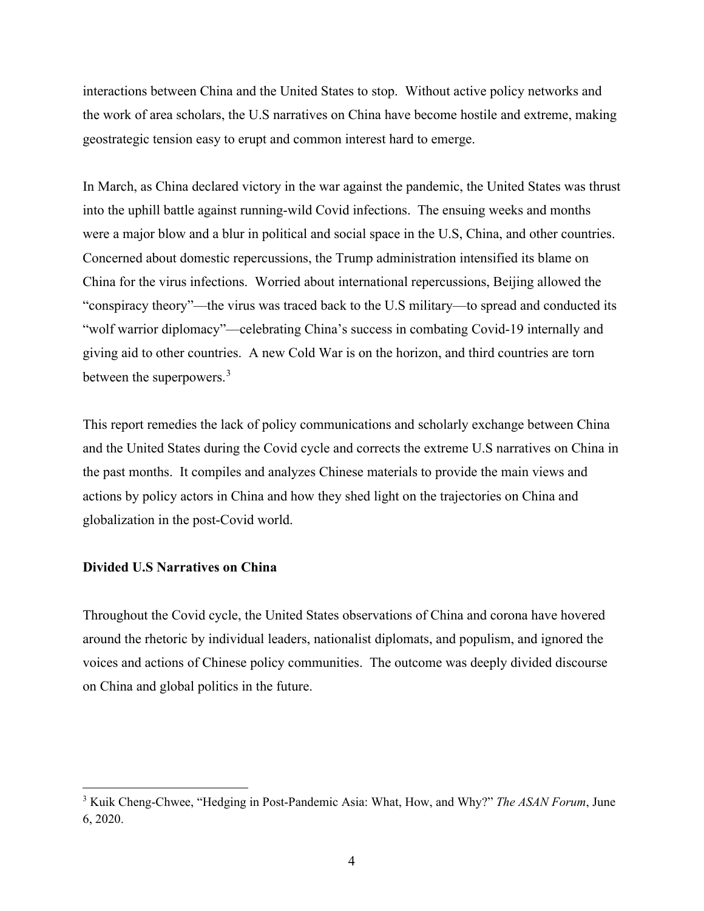interactions between China and the United States to stop. Without active policy networks and the work of area scholars, the U.S narratives on China have become hostile and extreme, making geostrategic tension easy to erupt and common interest hard to emerge.

In March, as China declared victory in the war against the pandemic, the United States was thrust into the uphill battle against running-wild Covid infections. The ensuing weeks and months were a major blow and a blur in political and social space in the U.S, China, and other countries. Concerned about domestic repercussions, the Trump administration intensified its blame on China for the virus infections. Worried about international repercussions, Beijing allowed the "conspiracy theory"—the virus was traced back to the U.S military—to spread and conducted its "wolf warrior diplomacy"—celebrating China's success in combating Covid-19 internally and giving aid to other countries. A new Cold War is on the horizon, and third countries are torn between the superpowers.[3]

This report remedies the lack of policy communications and scholarly exchange between China and the United States during the Covid cycle and corrects the extreme U.S narratives on China in the past months. It compiles and analyzes Chinese materials to provide the main views and actions by policy actors in China and how they shed light on the trajectories on China and globalization in the post-Covid world.

**Divided U.S Narratives on China**

Throughout the Covid cycle, the United States observations of China and corona have hovered around the rhetoric by individual leaders, nationalist diplomats, and populism, and ignored the voices and actions of Chinese policy communities. The outcome was deeply divided discourse on China and global politics in the future.

---

[3] Kuik Cheng-Chwee, "Hedging in Post-Pandemic Asia: What, How, and Why?" *The ASAN Forum*, June 6, 2020.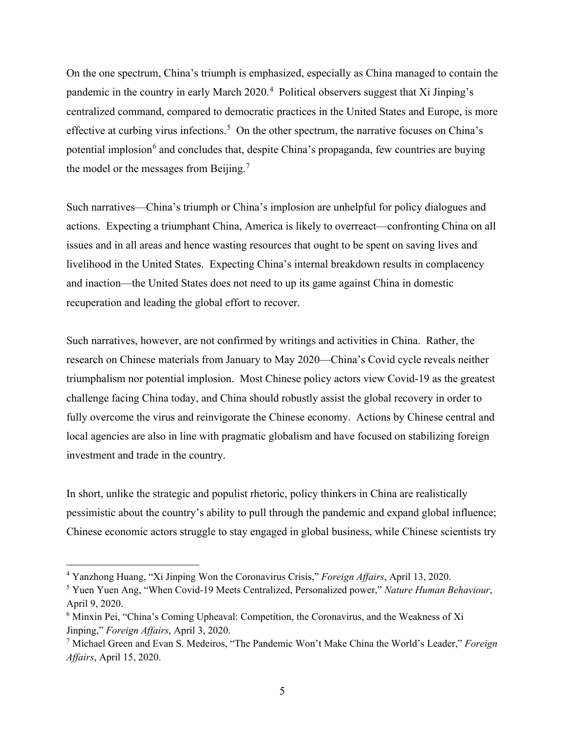On the one spectrum, China's triumph is emphasized, especially as China managed to contain the pandemic in the country in early March 2020.[4] Political observers suggest that Xi Jinping's centralized command, compared to democratic practices in the United States and Europe, is more effective at curbing virus infections.[5] On the other spectrum, the narrative focuses on China's potential implosion[6] and concludes that, despite China's propaganda, few countries are buying the model or the messages from Beijing.[7]

Such narratives—China's triumph or China's implosion are unhelpful for policy dialogues and actions. Expecting a triumphant China, America is likely to overreact—confronting China on all issues and in all areas and hence wasting resources that ought to be spent on saving lives and livelihood in the United States. Expecting China's internal breakdown results in complacency and inaction—the United States does not need to up its game against China in domestic recuperation and leading the global effort to recover.

Such narratives, however, are not confirmed by writings and activities in China. Rather, the research on Chinese materials from January to May 2020—China's Covid cycle reveals neither triumphalism nor potential implosion. Most Chinese policy actors view Covid-19 as the greatest challenge facing China today, and China should robustly assist the global recovery in order to fully overcome the virus and reinvigorate the Chinese economy. Actions by Chinese central and local agencies are also in line with pragmatic globalism and have focused on stabilizing foreign investment and trade in the country.

In short, unlike the strategic and populist rhetoric, policy thinkers in China are realistically pessimistic about the country's ability to pull through the pandemic and expand global influence; Chinese economic actors struggle to stay engaged in global business, while Chinese scientists try

---

[4] Yanzhong Huang, "Xi Jinping Won the Coronavirus Crisis," *Foreign Affairs*, April 13, 2020.

[5] Yuen Yuen Ang, "When Covid-19 Meets Centralized, Personalized power," *Nature Human Behaviour*, April 9, 2020.

[6] Minxin Pei, "China's Coming Upheaval: Competition, the Coronavirus, and the Weakness of Xi Jinping," *Foreign Affairs*, April 3, 2020.

[7] Michael Green and Evan S. Medeiros, "The Pandemic Won't Make China the World's Leader," *Foreign Affairs*, April 15, 2020.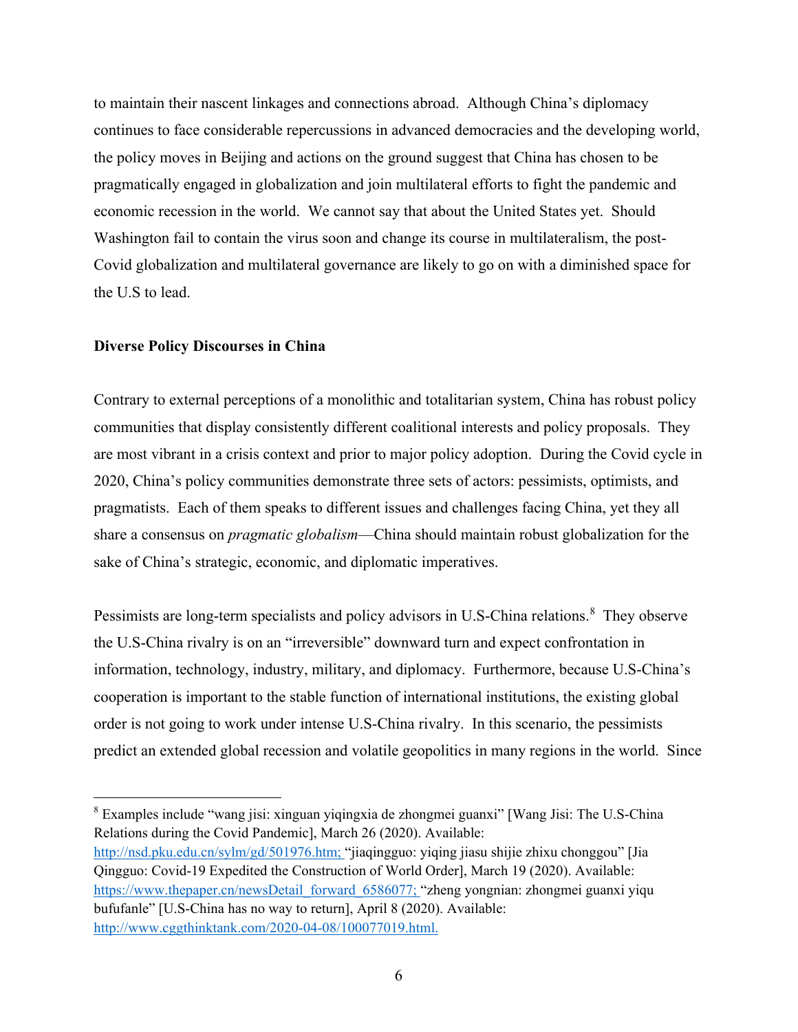to maintain their nascent linkages and connections abroad. Although China's diplomacy continues to face considerable repercussions in advanced democracies and the developing world, the policy moves in Beijing and actions on the ground suggest that China has chosen to be pragmatically engaged in globalization and join multilateral efforts to fight the pandemic and economic recession in the world. We cannot say that about the United States yet. Should Washington fail to contain the virus soon and change its course in multilateralism, the post-Covid globalization and multilateral governance are likely to go on with a diminished space for the U.S to lead.

**Diverse Policy Discourses in China**

Contrary to external perceptions of a monolithic and totalitarian system, China has robust policy communities that display consistently different coalitional interests and policy proposals. They are most vibrant in a crisis context and prior to major policy adoption. During the Covid cycle in 2020, China's policy communities demonstrate three sets of actors: pessimists, optimists, and pragmatists. Each of them speaks to different issues and challenges facing China, yet they all share a consensus on *pragmatic globalism*—China should maintain robust globalization for the sake of China's strategic, economic, and diplomatic imperatives.

Pessimists are long-term specialists and policy advisors in U.S-China relations.[8] They observe the U.S-China rivalry is on an "irreversible" downward turn and expect confrontation in information, technology, industry, military, and diplomacy. Furthermore, because U.S-China's cooperation is important to the stable function of international institutions, the existing global order is not going to work under intense U.S-China rivalry. In this scenario, the pessimists predict an extended global recession and volatile geopolitics in many regions in the world. Since

[8] Examples include "wang jisi: xinguan yiqingxia de zhongmei guanxi" [Wang Jisi: The U.S-China Relations during the Covid Pandemic], March 26 (2020). Available: http://nsd.pku.edu.cn/sylm/gd/501976.htm; "jiaqingguo: yiqing jiasu shijie zhixu chonggou" [Jia Qingguo: Covid-19 Expedited the Construction of World Order], March 19 (2020). Available: https://www.thepaper.cn/newsDetail_forward_6586077; "zheng yongnian: zhongmei guanxi yiqu bufufanle" [U.S-China has no way to return], April 8 (2020). Available: http://www.cggthinktank.com/2020-04-08/100077019.html.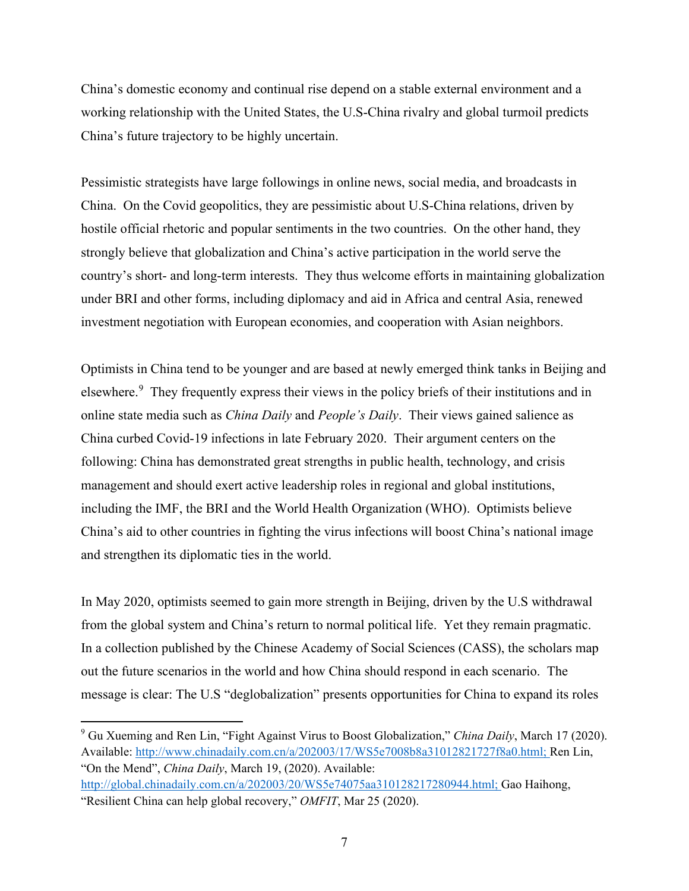China's domestic economy and continual rise depend on a stable external environment and a working relationship with the United States, the U.S-China rivalry and global turmoil predicts China's future trajectory to be highly uncertain.

Pessimistic strategists have large followings in online news, social media, and broadcasts in China. On the Covid geopolitics, they are pessimistic about U.S-China relations, driven by hostile official rhetoric and popular sentiments in the two countries. On the other hand, they strongly believe that globalization and China's active participation in the world serve the country's short- and long-term interests. They thus welcome efforts in maintaining globalization under BRI and other forms, including diplomacy and aid in Africa and central Asia, renewed investment negotiation with European economies, and cooperation with Asian neighbors.

Optimists in China tend to be younger and are based at newly emerged think tanks in Beijing and elsewhere.[9] They frequently express their views in the policy briefs of their institutions and in online state media such as *China Daily* and *People's Daily*. Their views gained salience as China curbed Covid-19 infections in late February 2020. Their argument centers on the following: China has demonstrated great strengths in public health, technology, and crisis management and should exert active leadership roles in regional and global institutions, including the IMF, the BRI and the World Health Organization (WHO). Optimists believe China's aid to other countries in fighting the virus infections will boost China's national image and strengthen its diplomatic ties in the world.

In May 2020, optimists seemed to gain more strength in Beijing, driven by the U.S withdrawal from the global system and China's return to normal political life. Yet they remain pragmatic. In a collection published by the Chinese Academy of Social Sciences (CASS), the scholars map out the future scenarios in the world and how China should respond in each scenario. The message is clear: The U.S "deglobalization" presents opportunities for China to expand its roles

---

[9] Gu Xueming and Ren Lin, "Fight Against Virus to Boost Globalization," *China Daily*, March 17 (2020). Available: http://www.chinadaily.com.cn/a/202003/17/WS5e7008b8a31012821727f8a0.html; Ren Lin, "On the Mend", *China Daily*, March 19, (2020). Available: http://global.chinadaily.com.cn/a/202003/20/WS5e74075aa310128217280944.html; Gao Haihong, "Resilient China can help global recovery," *OMFIT*, Mar 25 (2020).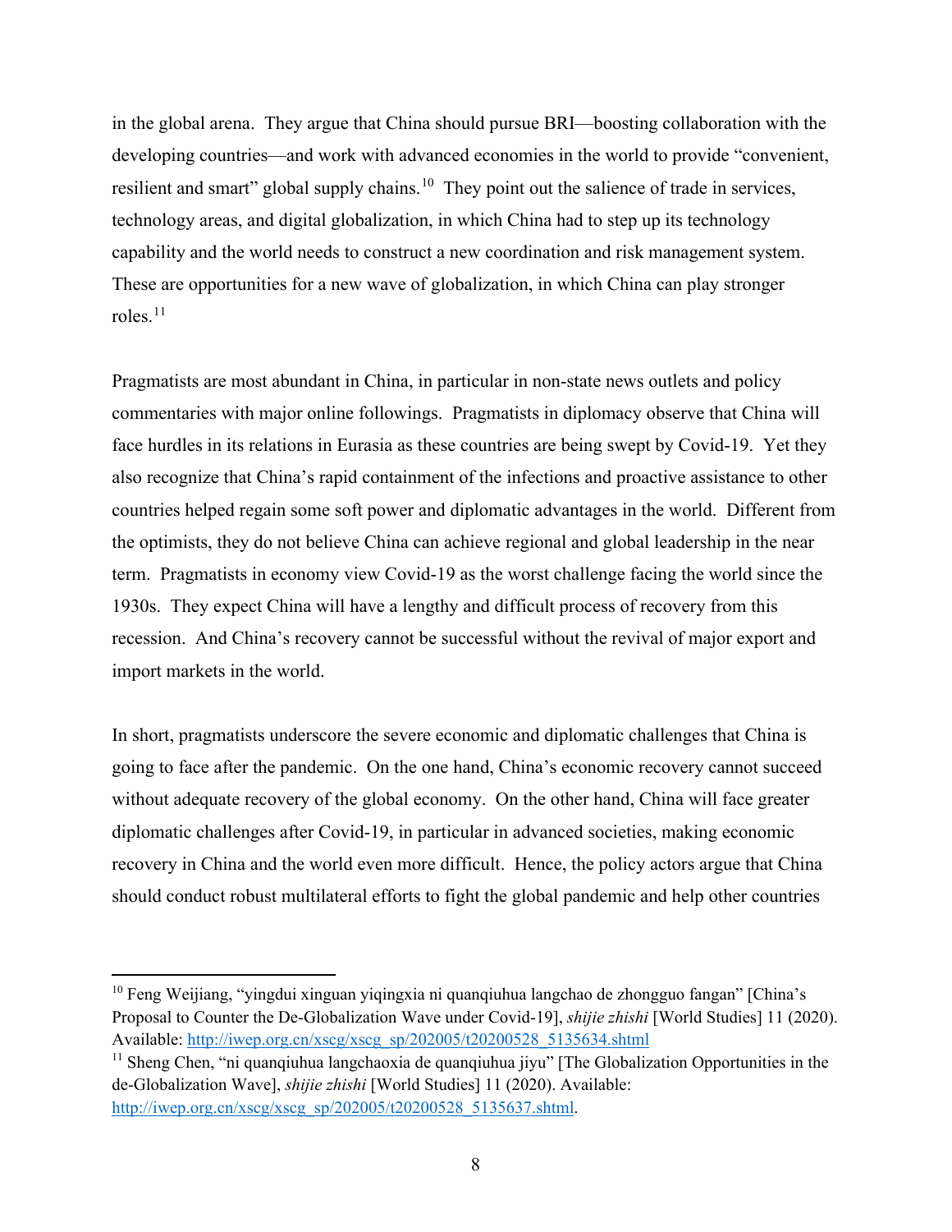in the global arena. They argue that China should pursue BRI—boosting collaboration with the developing countries—and work with advanced economies in the world to provide "convenient, resilient and smart" global supply chains.[10] They point out the salience of trade in services, technology areas, and digital globalization, in which China had to step up its technology capability and the world needs to construct a new coordination and risk management system. These are opportunities for a new wave of globalization, in which China can play stronger roles.[11]

Pragmatists are most abundant in China, in particular in non-state news outlets and policy commentaries with major online followings. Pragmatists in diplomacy observe that China will face hurdles in its relations in Eurasia as these countries are being swept by Covid-19. Yet they also recognize that China's rapid containment of the infections and proactive assistance to other countries helped regain some soft power and diplomatic advantages in the world. Different from the optimists, they do not believe China can achieve regional and global leadership in the near term. Pragmatists in economy view Covid-19 as the worst challenge facing the world since the 1930s. They expect China will have a lengthy and difficult process of recovery from this recession. And China's recovery cannot be successful without the revival of major export and import markets in the world.

In short, pragmatists underscore the severe economic and diplomatic challenges that China is going to face after the pandemic. On the one hand, China's economic recovery cannot succeed without adequate recovery of the global economy. On the other hand, China will face greater diplomatic challenges after Covid-19, in particular in advanced societies, making economic recovery in China and the world even more difficult. Hence, the policy actors argue that China should conduct robust multilateral efforts to fight the global pandemic and help other countries

---

[10] Feng Weijiang, "yingdui xinguan yiqingxia ni quanqiuhua langchao de zhongguo fangan" [China's Proposal to Counter the De-Globalization Wave under Covid-19], *shijie zhishi* [World Studies] 11 (2020). Available: http://iwep.org.cn/xscg/xscg_sp/202005/t20200528_5135634.shtml

[11] Sheng Chen, "ni quanqiuhua langchaoxia de quanqiuhua jiyu" [The Globalization Opportunities in the de-Globalization Wave], *shijie zhishi* [World Studies] 11 (2020). Available: http://iwep.org.cn/xscg/xscg_sp/202005/t20200528_5135637.shtml.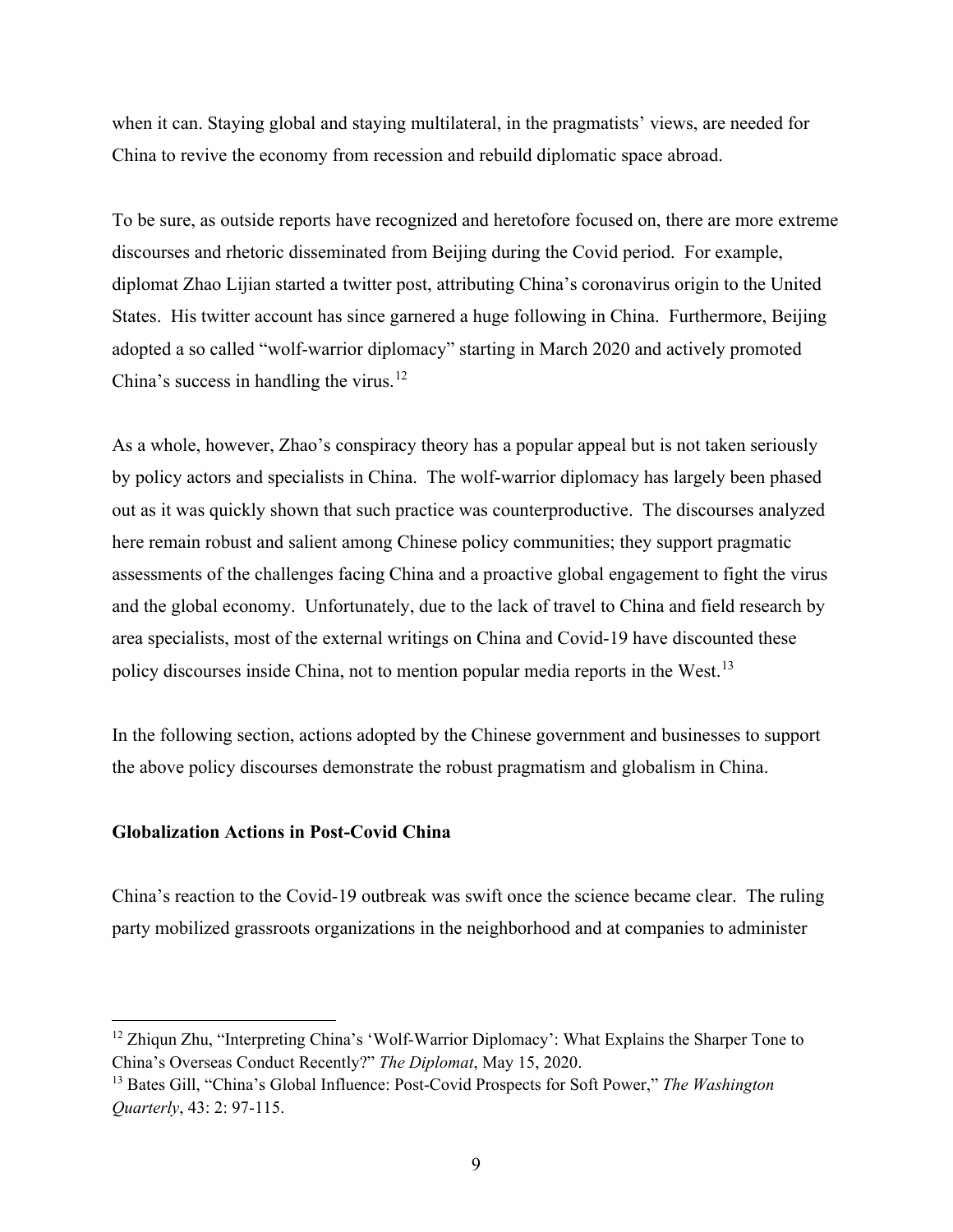when it can. Staying global and staying multilateral, in the pragmatists' views, are needed for China to revive the economy from recession and rebuild diplomatic space abroad.

To be sure, as outside reports have recognized and heretofore focused on, there are more extreme discourses and rhetoric disseminated from Beijing during the Covid period. For example, diplomat Zhao Lijian started a twitter post, attributing China's coronavirus origin to the United States. His twitter account has since garnered a huge following in China. Furthermore, Beijing adopted a so called "wolf-warrior diplomacy" starting in March 2020 and actively promoted China's success in handling the virus.[12]

As a whole, however, Zhao's conspiracy theory has a popular appeal but is not taken seriously by policy actors and specialists in China. The wolf-warrior diplomacy has largely been phased out as it was quickly shown that such practice was counterproductive. The discourses analyzed here remain robust and salient among Chinese policy communities; they support pragmatic assessments of the challenges facing China and a proactive global engagement to fight the virus and the global economy. Unfortunately, due to the lack of travel to China and field research by area specialists, most of the external writings on China and Covid-19 have discounted these policy discourses inside China, not to mention popular media reports in the West.[13]

In the following section, actions adopted by the Chinese government and businesses to support the above policy discourses demonstrate the robust pragmatism and globalism in China.

**Globalization Actions in Post-Covid China**

China's reaction to the Covid-19 outbreak was swift once the science became clear. The ruling party mobilized grassroots organizations in the neighborhood and at companies to administer

---

[12] Zhiqun Zhu, "Interpreting China's 'Wolf-Warrior Diplomacy': What Explains the Sharper Tone to China's Overseas Conduct Recently?" *The Diplomat*, May 15, 2020.

[13] Bates Gill, "China's Global Influence: Post-Covid Prospects for Soft Power," *The Washington Quarterly*, 43: 2: 97-115.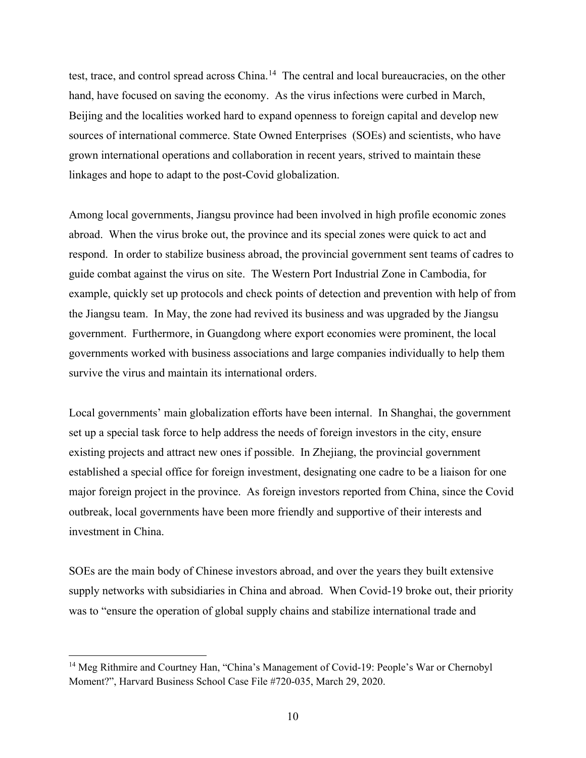test, trace, and control spread across China.[14] The central and local bureaucracies, on the other hand, have focused on saving the economy. As the virus infections were curbed in March, Beijing and the localities worked hard to expand openness to foreign capital and develop new sources of international commerce. State Owned Enterprises (SOEs) and scientists, who have grown international operations and collaboration in recent years, strived to maintain these linkages and hope to adapt to the post-Covid globalization.

Among local governments, Jiangsu province had been involved in high profile economic zones abroad. When the virus broke out, the province and its special zones were quick to act and respond. In order to stabilize business abroad, the provincial government sent teams of cadres to guide combat against the virus on site. The Western Port Industrial Zone in Cambodia, for example, quickly set up protocols and check points of detection and prevention with help of from the Jiangsu team. In May, the zone had revived its business and was upgraded by the Jiangsu government. Furthermore, in Guangdong where export economies were prominent, the local governments worked with business associations and large companies individually to help them survive the virus and maintain its international orders.

Local governments' main globalization efforts have been internal. In Shanghai, the government set up a special task force to help address the needs of foreign investors in the city, ensure existing projects and attract new ones if possible. In Zhejiang, the provincial government established a special office for foreign investment, designating one cadre to be a liaison for one major foreign project in the province. As foreign investors reported from China, since the Covid outbreak, local governments have been more friendly and supportive of their interests and investment in China.

SOEs are the main body of Chinese investors abroad, and over the years they built extensive supply networks with subsidiaries in China and abroad. When Covid-19 broke out, their priority was to "ensure the operation of global supply chains and stabilize international trade and

---

[14] Meg Rithmire and Courtney Han, "China's Management of Covid-19: People's War or Chernobyl Moment?", Harvard Business School Case File #720-035, March 29, 2020.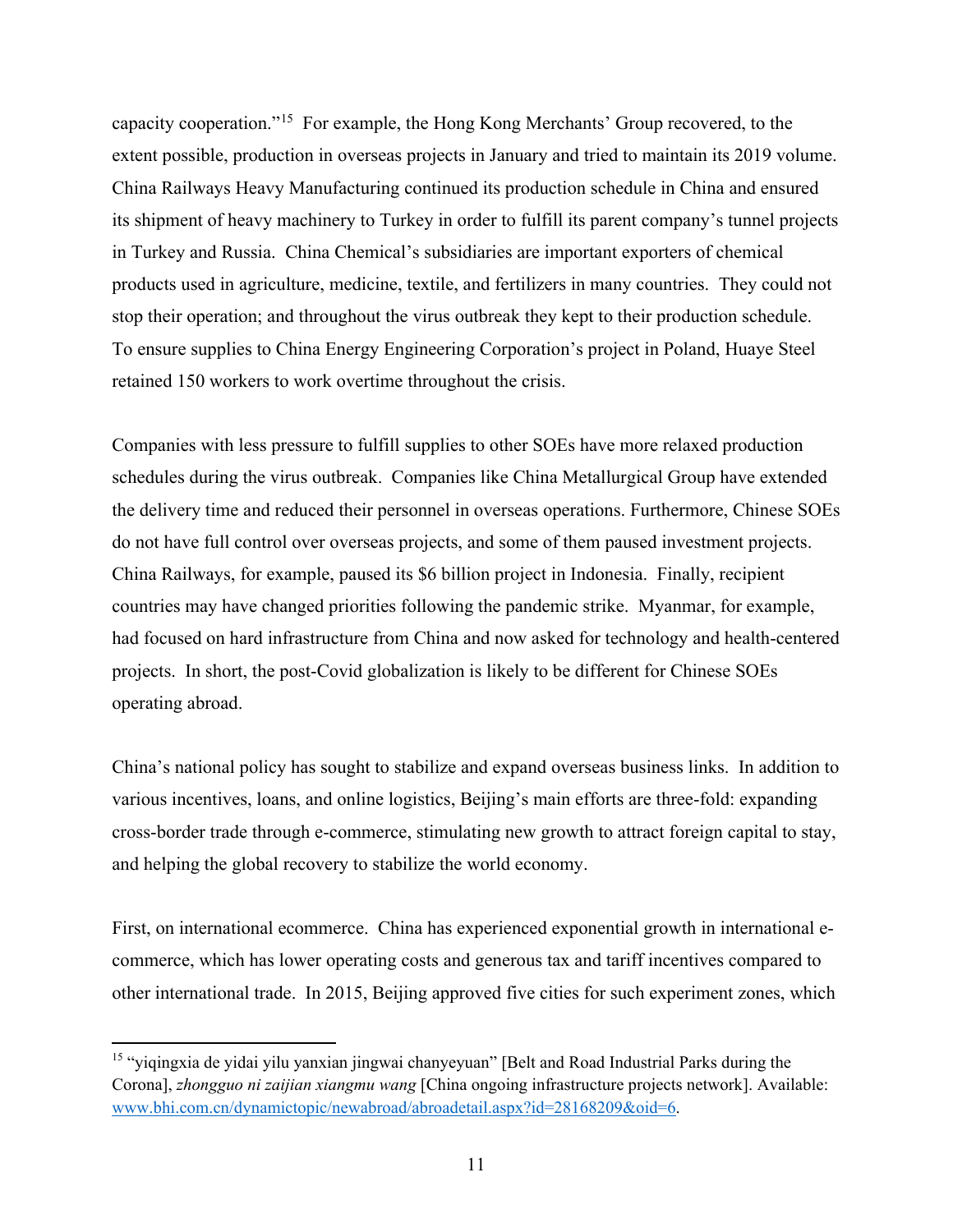capacity cooperation."[15] For example, the Hong Kong Merchants' Group recovered, to the extent possible, production in overseas projects in January and tried to maintain its 2019 volume. China Railways Heavy Manufacturing continued its production schedule in China and ensured its shipment of heavy machinery to Turkey in order to fulfill its parent company's tunnel projects in Turkey and Russia. China Chemical's subsidiaries are important exporters of chemical products used in agriculture, medicine, textile, and fertilizers in many countries. They could not stop their operation; and throughout the virus outbreak they kept to their production schedule. To ensure supplies to China Energy Engineering Corporation's project in Poland, Huaye Steel retained 150 workers to work overtime throughout the crisis.

Companies with less pressure to fulfill supplies to other SOEs have more relaxed production schedules during the virus outbreak. Companies like China Metallurgical Group have extended the delivery time and reduced their personnel in overseas operations. Furthermore, Chinese SOEs do not have full control over overseas projects, and some of them paused investment projects. China Railways, for example, paused its $6 billion project in Indonesia. Finally, recipient countries may have changed priorities following the pandemic strike. Myanmar, for example, had focused on hard infrastructure from China and now asked for technology and health-centered projects. In short, the post-Covid globalization is likely to be different for Chinese SOEs operating abroad.

China's national policy has sought to stabilize and expand overseas business links. In addition to various incentives, loans, and online logistics, Beijing's main efforts are three-fold: expanding cross-border trade through e-commerce, stimulating new growth to attract foreign capital to stay, and helping the global recovery to stabilize the world economy.

First, on international ecommerce. China has experienced exponential growth in international e-commerce, which has lower operating costs and generous tax and tariff incentives compared to other international trade. In 2015, Beijing approved five cities for such experiment zones, which

---

[15] "yiqingxia de yidai yilu yanxian jingwai chanyeyuan" [Belt and Road Industrial Parks during the Corona], *zhongguo ni zaijian xiangmu wang* [China ongoing infrastructure projects network]. Available: www.bhi.com.cn/dynamictopic/newabroad/abroadetail.aspx?id=28168209&oid=6.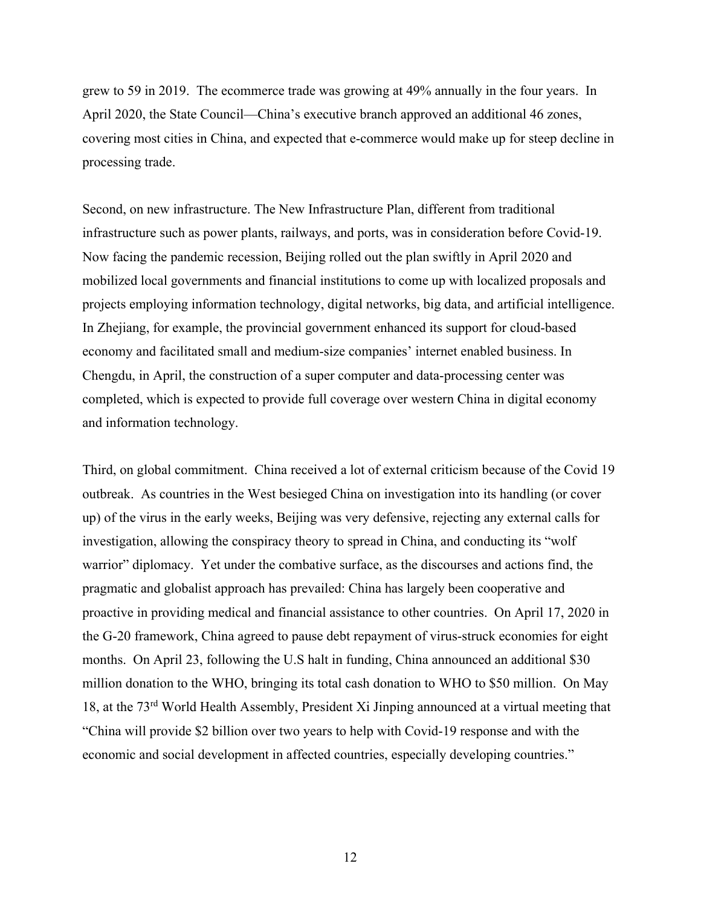grew to 59 in 2019. The ecommerce trade was growing at 49% annually in the four years. In April 2020, the State Council—China's executive branch approved an additional 46 zones, covering most cities in China, and expected that e-commerce would make up for steep decline in processing trade.

Second, on new infrastructure. The New Infrastructure Plan, different from traditional infrastructure such as power plants, railways, and ports, was in consideration before Covid-19. Now facing the pandemic recession, Beijing rolled out the plan swiftly in April 2020 and mobilized local governments and financial institutions to come up with localized proposals and projects employing information technology, digital networks, big data, and artificial intelligence. In Zhejiang, for example, the provincial government enhanced its support for cloud-based economy and facilitated small and medium-size companies' internet enabled business. In Chengdu, in April, the construction of a super computer and data-processing center was completed, which is expected to provide full coverage over western China in digital economy and information technology.

Third, on global commitment. China received a lot of external criticism because of the Covid 19 outbreak. As countries in the West besieged China on investigation into its handling (or cover up) of the virus in the early weeks, Beijing was very defensive, rejecting any external calls for investigation, allowing the conspiracy theory to spread in China, and conducting its "wolf warrior" diplomacy. Yet under the combative surface, as the discourses and actions find, the pragmatic and globalist approach has prevailed: China has largely been cooperative and proactive in providing medical and financial assistance to other countries. On April 17, 2020 in the G-20 framework, China agreed to pause debt repayment of virus-struck economies for eight months. On April 23, following the U.S halt in funding, China announced an additional $30 million donation to the WHO, bringing its total cash donation to WHO to $50 million. On May 18, at the 73rd World Health Assembly, President Xi Jinping announced at a virtual meeting that "China will provide $2 billion over two years to help with Covid-19 response and with the economic and social development in affected countries, especially developing countries."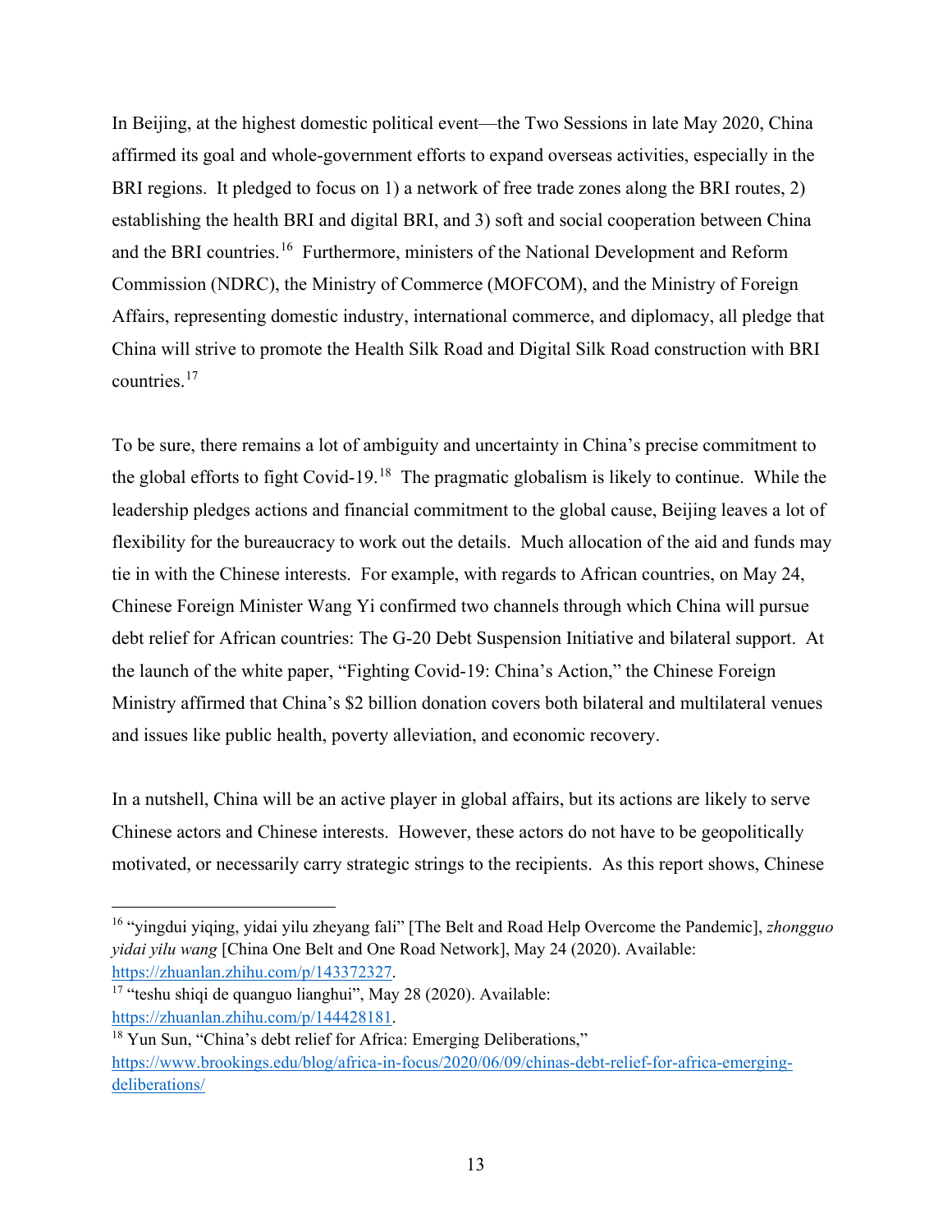In Beijing, at the highest domestic political event—the Two Sessions in late May 2020, China affirmed its goal and whole-government efforts to expand overseas activities, especially in the BRI regions. It pledged to focus on 1) a network of free trade zones along the BRI routes, 2) establishing the health BRI and digital BRI, and 3) soft and social cooperation between China and the BRI countries.[16] Furthermore, ministers of the National Development and Reform Commission (NDRC), the Ministry of Commerce (MOFCOM), and the Ministry of Foreign Affairs, representing domestic industry, international commerce, and diplomacy, all pledge that China will strive to promote the Health Silk Road and Digital Silk Road construction with BRI countries.[17]

To be sure, there remains a lot of ambiguity and uncertainty in China's precise commitment to the global efforts to fight Covid-19.[18] The pragmatic globalism is likely to continue. While the leadership pledges actions and financial commitment to the global cause, Beijing leaves a lot of flexibility for the bureaucracy to work out the details. Much allocation of the aid and funds may tie in with the Chinese interests. For example, with regards to African countries, on May 24, Chinese Foreign Minister Wang Yi confirmed two channels through which China will pursue debt relief for African countries: The G-20 Debt Suspension Initiative and bilateral support. At the launch of the white paper, "Fighting Covid-19: China's Action," the Chinese Foreign Ministry affirmed that China's $2 billion donation covers both bilateral and multilateral venues and issues like public health, poverty alleviation, and economic recovery.

In a nutshell, China will be an active player in global affairs, but its actions are likely to serve Chinese actors and Chinese interests. However, these actors do not have to be geopolitically motivated, or necessarily carry strategic strings to the recipients. As this report shows, Chinese

---

[16] "yingdui yiqing, yidai yilu zheyang fali" [The Belt and Road Help Overcome the Pandemic], *zhongguo yidai yilu wang* [China One Belt and One Road Network], May 24 (2020). Available: https://zhuanlan.zhihu.com/p/143372327.

[17] "teshu shiqi de quanguo lianghui", May 28 (2020). Available: https://zhuanlan.zhihu.com/p/144428181.

[18] Yun Sun, "China's debt relief for Africa: Emerging Deliberations," https://www.brookings.edu/blog/africa-in-focus/2020/06/09/chinas-debt-relief-for-africa-emerging-deliberations/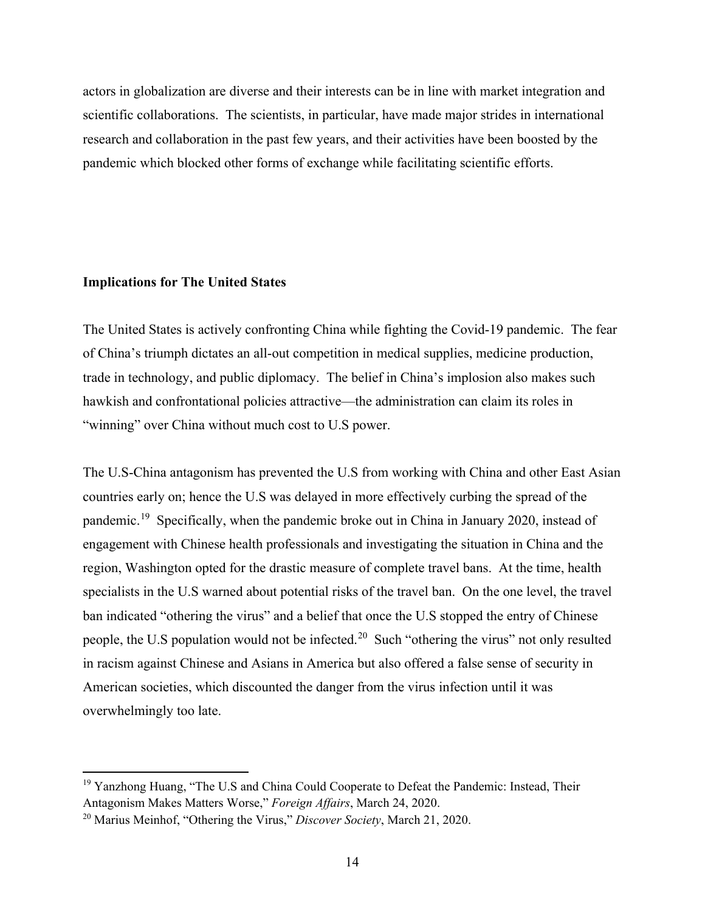actors in globalization are diverse and their interests can be in line with market integration and scientific collaborations. The scientists, in particular, have made major strides in international research and collaboration in the past few years, and their activities have been boosted by the pandemic which blocked other forms of exchange while facilitating scientific efforts.

**Implications for The United States**

The United States is actively confronting China while fighting the Covid-19 pandemic. The fear of China's triumph dictates an all-out competition in medical supplies, medicine production, trade in technology, and public diplomacy. The belief in China's implosion also makes such hawkish and confrontational policies attractive—the administration can claim its roles in "winning" over China without much cost to U.S power.

The U.S-China antagonism has prevented the U.S from working with China and other East Asian countries early on; hence the U.S was delayed in more effectively curbing the spread of the pandemic.[19] Specifically, when the pandemic broke out in China in January 2020, instead of engagement with Chinese health professionals and investigating the situation in China and the region, Washington opted for the drastic measure of complete travel bans. At the time, health specialists in the U.S warned about potential risks of the travel ban. On the one level, the travel ban indicated "othering the virus" and a belief that once the U.S stopped the entry of Chinese people, the U.S population would not be infected.[20] Such "othering the virus" not only resulted in racism against Chinese and Asians in America but also offered a false sense of security in American societies, which discounted the danger from the virus infection until it was overwhelmingly too late.

---

[19] Yanzhong Huang, "The U.S and China Could Cooperate to Defeat the Pandemic: Instead, Their Antagonism Makes Matters Worse," *Foreign Affairs*, March 24, 2020.

[20] Marius Meinhof, "Othering the Virus," *Discover Society*, March 21, 2020.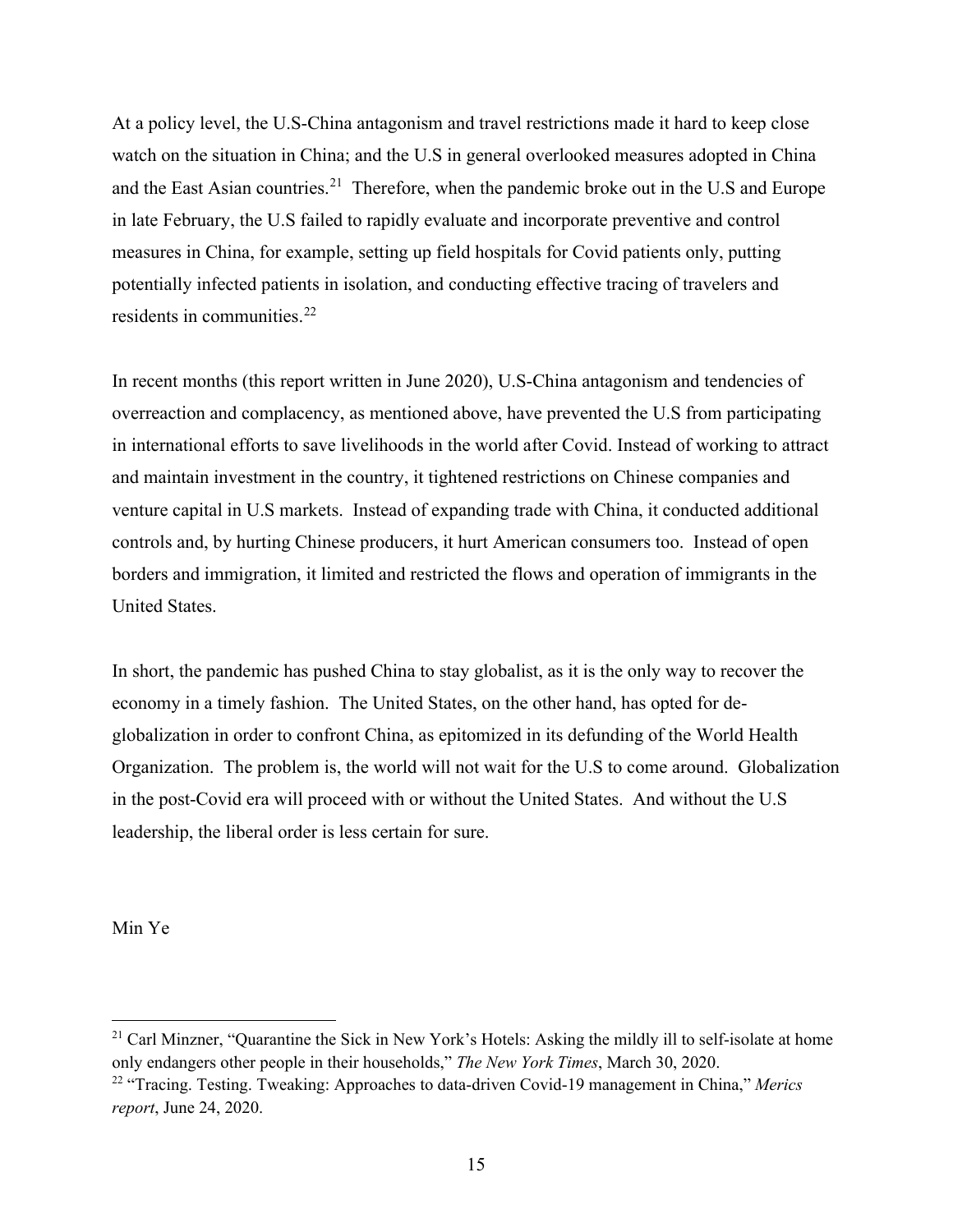At a policy level, the U.S-China antagonism and travel restrictions made it hard to keep close watch on the situation in China; and the U.S in general overlooked measures adopted in China and the East Asian countries.[21] Therefore, when the pandemic broke out in the U.S and Europe in late February, the U.S failed to rapidly evaluate and incorporate preventive and control measures in China, for example, setting up field hospitals for Covid patients only, putting potentially infected patients in isolation, and conducting effective tracing of travelers and residents in communities.[22]

In recent months (this report written in June 2020), U.S-China antagonism and tendencies of overreaction and complacency, as mentioned above, have prevented the U.S from participating in international efforts to save livelihoods in the world after Covid. Instead of working to attract and maintain investment in the country, it tightened restrictions on Chinese companies and venture capital in U.S markets. Instead of expanding trade with China, it conducted additional controls and, by hurting Chinese producers, it hurt American consumers too. Instead of open borders and immigration, it limited and restricted the flows and operation of immigrants in the United States.

In short, the pandemic has pushed China to stay globalist, as it is the only way to recover the economy in a timely fashion. The United States, on the other hand, has opted for de-globalization in order to confront China, as epitomized in its defunding of the World Health Organization. The problem is, the world will not wait for the U.S to come around. Globalization in the post-Covid era will proceed with or without the United States. And without the U.S leadership, the liberal order is less certain for sure.

Min Ye

---

[21] Carl Minzner, "Quarantine the Sick in New York's Hotels: Asking the mildly ill to self-isolate at home only endangers other people in their households," *The New York Times*, March 30, 2020.

[22] "Tracing. Testing. Tweaking: Approaches to data-driven Covid-19 management in China," *Merics report*, June 24, 2020.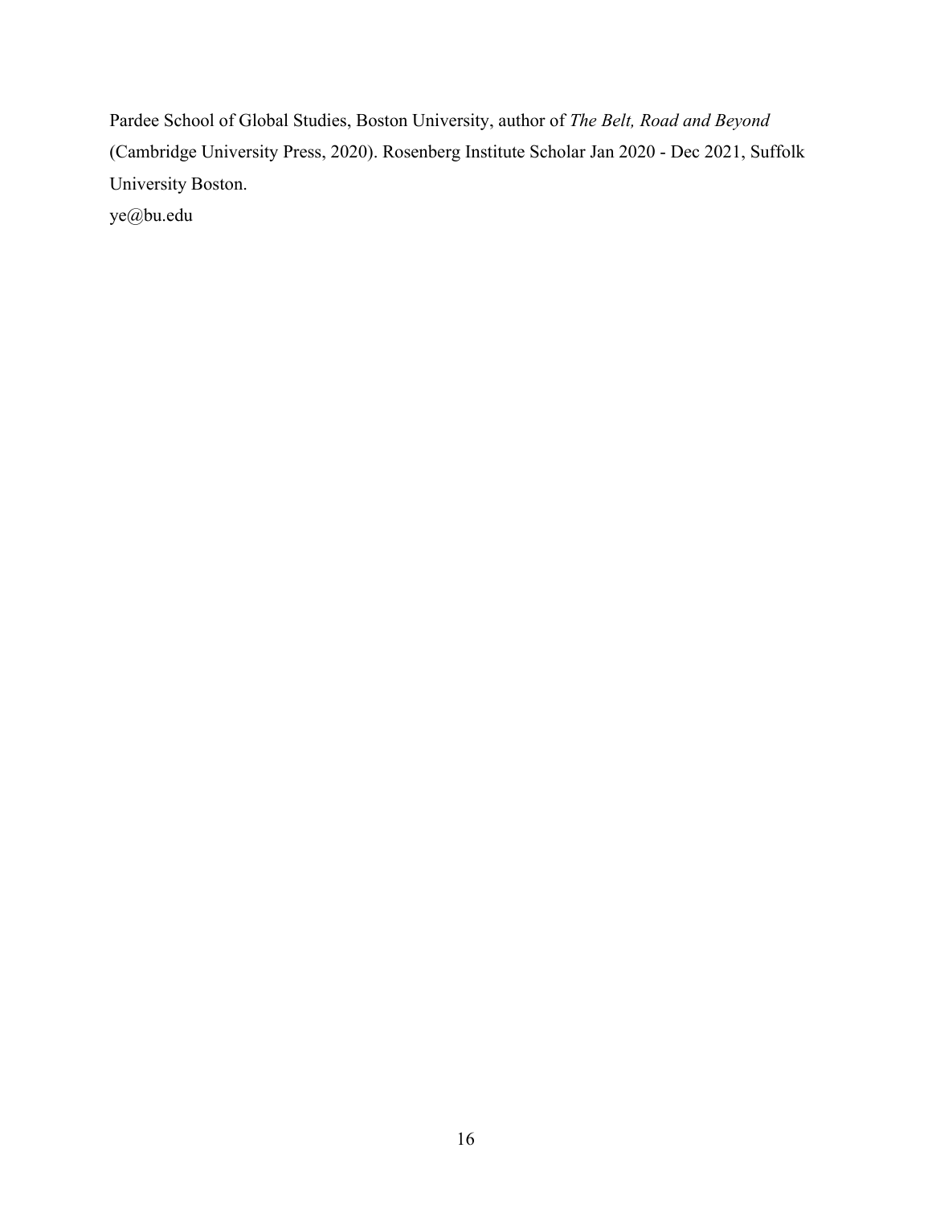Pardee School of Global Studies, Boston University, author of *The Belt, Road and Beyond* (Cambridge University Press, 2020). Rosenberg Institute Scholar Jan 2020 - Dec 2021, Suffolk University Boston.
ye@bu.edu